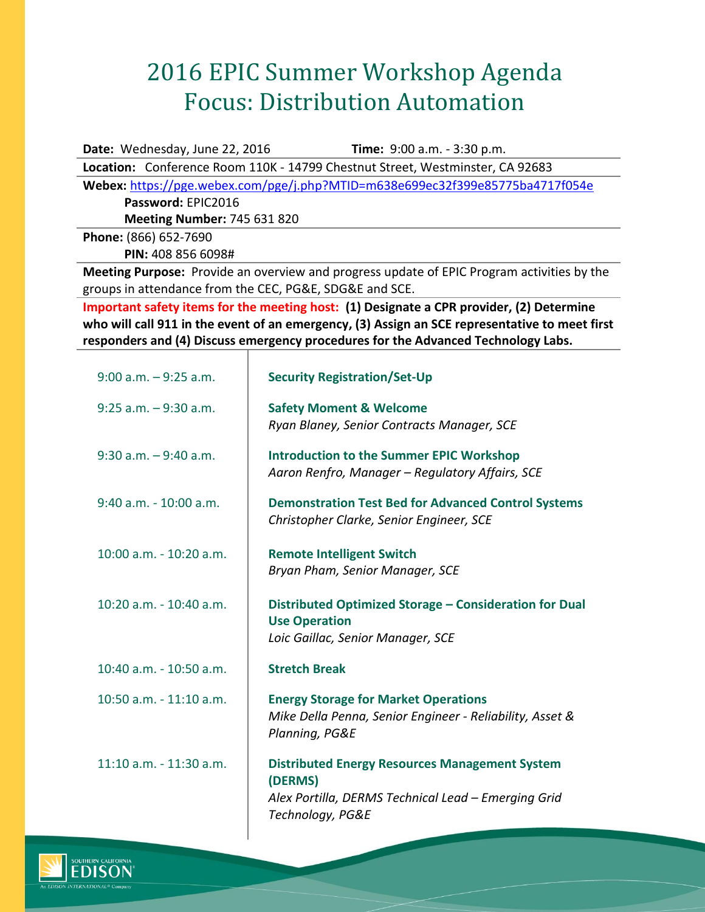# 2016 EPIC Summer Workshop Agenda
# Focus: Distribution Automation

**Date:** Wednesday, June 22, 2016 **Time:** 9:00 a.m. - 3:30 p.m.

**Location:** Conference Room 110K - 14799 Chestnut Street, Westminster, CA 92683

**Webex:** https://pge.webex.com/pge/j.php?MTID=m638e699ec32f399e85775ba4717f054e

**Password:** EPIC2016

**Meeting Number:** 745 631 820

**Phone:** (866) 652-7690

**PIN:** 408 856 6098#

**Meeting Purpose:** Provide an overview and progress update of EPIC Program activities by the groups in attendance from the CEC, PG&E, SDG&E and SCE.

**Important safety items for the meeting host: (1) Designate a CPR provider, (2) Determine who will call 911 in the event of an emergency, (3) Assign an SCE representative to meet first responders and (4) Discuss emergency procedures for the Advanced Technology Labs.**

| Time | Session |
|---|---|
| 9:00 a.m. – 9:25 a.m. | **Security Registration/Set-Up** |
| 9:25 a.m. – 9:30 a.m. | **Safety Moment & Welcome**<br>*Ryan Blaney, Senior Contracts Manager, SCE* |
| 9:30 a.m. – 9:40 a.m. | **Introduction to the Summer EPIC Workshop**<br>*Aaron Renfro, Manager – Regulatory Affairs, SCE* |
| 9:40 a.m. - 10:00 a.m. | **Demonstration Test Bed for Advanced Control Systems**<br>*Christopher Clarke, Senior Engineer, SCE* |
| 10:00 a.m. - 10:20 a.m. | **Remote Intelligent Switch**<br>*Bryan Pham, Senior Manager, SCE* |
| 10:20 a.m. - 10:40 a.m. | **Distributed Optimized Storage – Consideration for Dual Use Operation**<br>*Loic Gaillac, Senior Manager, SCE* |
| 10:40 a.m. - 10:50 a.m. | **Stretch Break** |
| 10:50 a.m. - 11:10 a.m. | **Energy Storage for Market Operations**<br>*Mike Della Penna, Senior Engineer - Reliability, Asset & Planning, PG&E* |
| 11:10 a.m. - 11:30 a.m. | **Distributed Energy Resources Management System (DERMS)**<br>*Alex Portilla, DERMS Technical Lead – Emerging Grid Technology, PG&E* |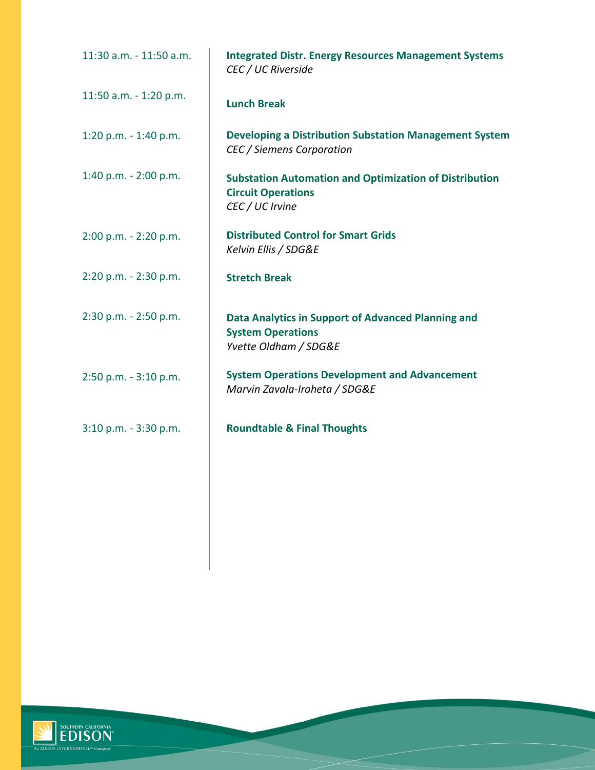| | |
|---|---|
| 11:30 a.m. - 11:50 a.m. | **Integrated Distr. Energy Resources Management Systems**<br>*CEC / UC Riverside* |
| 11:50 a.m. - 1:20 p.m. | **Lunch Break** |
| 1:20 p.m. - 1:40 p.m. | **Developing a Distribution Substation Management System**<br>*CEC / Siemens Corporation* |
| 1:40 p.m. - 2:00 p.m. | **Substation Automation and Optimization of Distribution Circuit Operations**<br>*CEC / UC Irvine* |
| 2:00 p.m. - 2:20 p.m. | **Distributed Control for Smart Grids**<br>*Kelvin Ellis / SDG&E* |
| 2:20 p.m. - 2:30 p.m. | **Stretch Break** |
| 2:30 p.m. - 2:50 p.m. | **Data Analytics in Support of Advanced Planning and System Operations**<br>*Yvette Oldham / SDG&E* |
| 2:50 p.m. - 3:10 p.m. | **System Operations Development and Advancement**<br>*Marvin Zavala-Iraheta / SDG&E* |
| 3:10 p.m. - 3:30 p.m. | **Roundtable & Final Thoughts** |

SOUTHERN CALIFORNIA EDISON

An EDISON INTERNATIONAL® Company